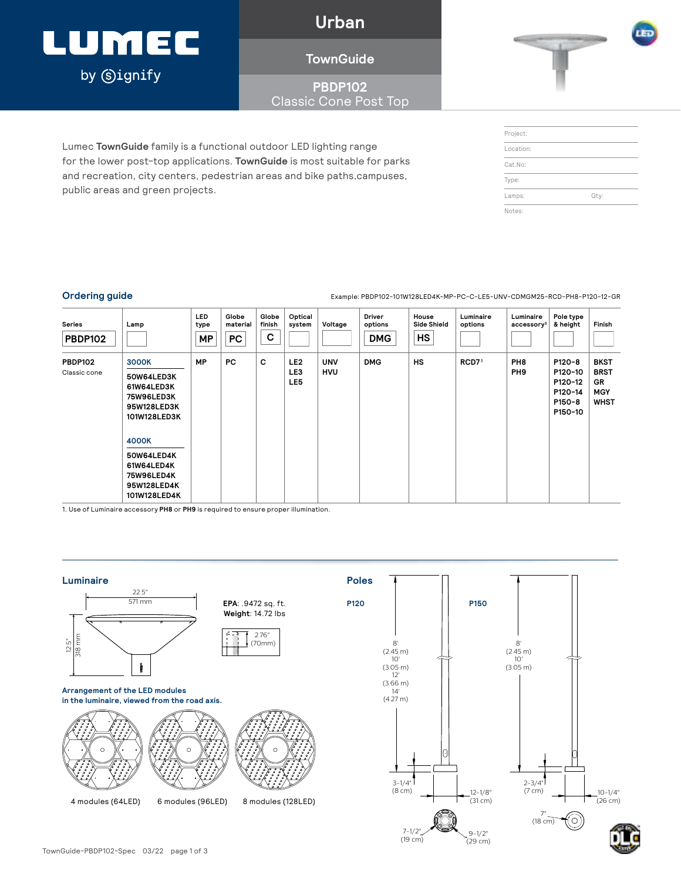# LUMEC by Signify

## Urban

## TownGuide

## PBDP102 Classic Cone Post Top

Lumec **TownGuide** family is a functional outdoor LED lighting range for the lower post-top applications. **TownGuide** is most suitable for parks and recreation, city centers, pedestrian areas and bike paths,campuses, public areas and green projects.

| Project: | |
|---|---|
| Location: | |
| Cat.No: | |
| Type: | |
| Lamps: | Qty: |
| Notes: | |

## Ordering guide

Example: PBDP102-101W128LED4K-MP-PC-C-LE5-UNV-CDMGM25-RCD-PH8-P120-12-GR

| Series | Lamp | LED type | Globe material | Globe finish | Optical system | Voltage | Driver options | House Side Shield | Luminaire options | Luminaire accessory[3] | Pole type & height | Finish |
|---|---|---|---|---|---|---|---|---|---|---|---|---|
| PBDP102 | | MP | PC | C | | | DMG | HS | | | | |
| PBDP102 Classic cone | **3000K** 50W64LED3K 61W64LED3K 75W96LED3K 95W128LED3K 101W128LED3K **4000K** 50W64LED4K 61W64LED4K 75W96LED4K 95W128LED4K 101W128LED4K | MP | PC | C | LE2 LE3 LE5 | UNV HVU | DMG | HS | RCD7[1] | PH8 PH9 | P120-8 P120-10 P120-12 P120-14 P150-8 P150-10 | BKST BRST GR MGY WHST |

1. Use of Luminaire accessory **PH8** or **PH9** is required to ensure proper illumination.

## Luminaire

22.5" (571 mm)

12.5" (318 mm)

**EPA**: .9472 sq. ft.
**Weight**: 14.72 lbs

2.76" (70mm)

**Arrangement of the LED modules in the luminaire, viewed from the road axis.**

4 modules (64LED) | 6 modules (96LED) | 8 modules (128LED)

## Poles

**P120**

8' (2.45 m)
10' (3.05 m)
12' (3.66 m)
14' (4.27 m)

3-1/4" (8 cm)
12-1/8" (31 cm)
7-1/2" (19 cm)
9-1/2" (29 cm)

**P150**

8' (2.45 m)
10' (3.05 m)

2-3/4" (7 cm)
10-1/4" (26 cm)
7" (18 cm)

TownGuide-PBDP102-Spec 03/22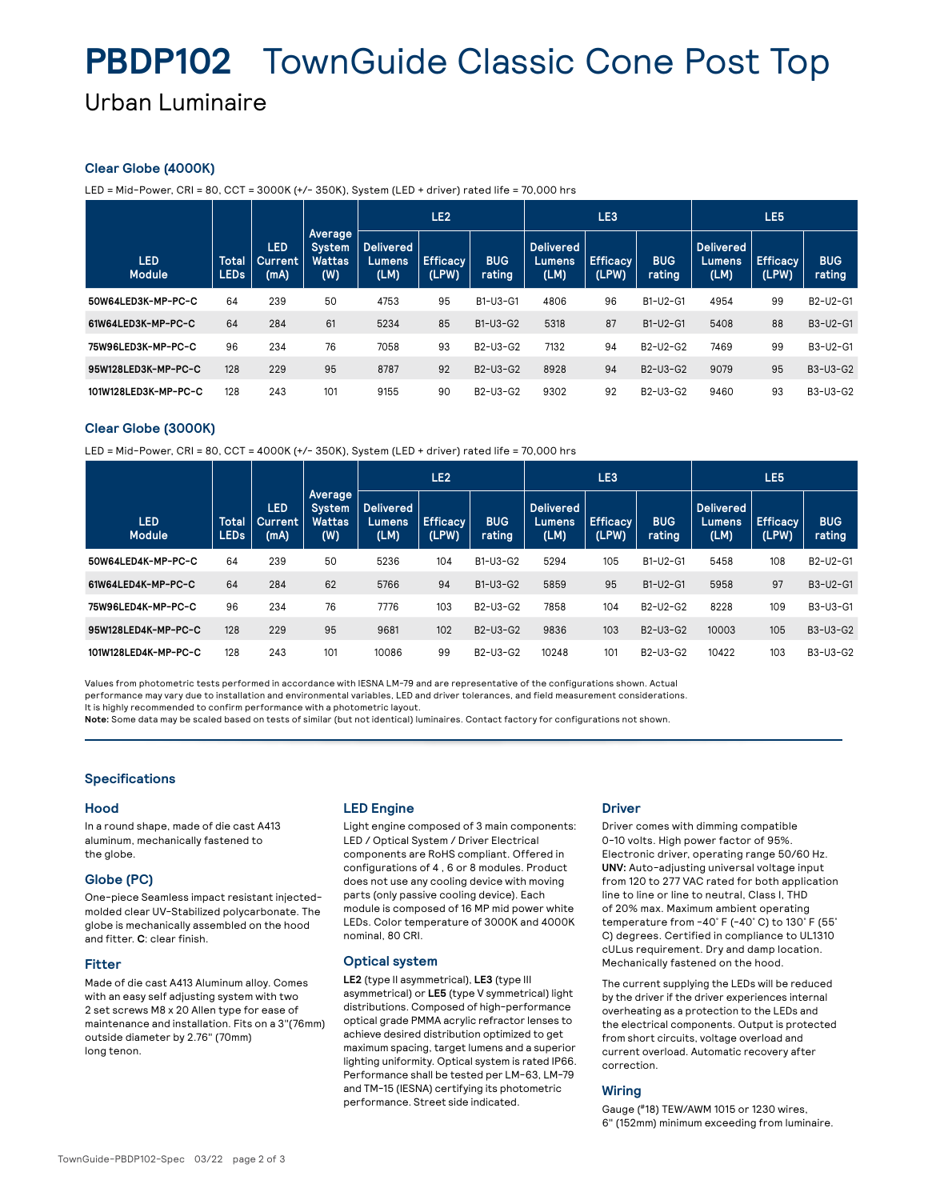# PBDP102 TownGuide Classic Cone Post Top

## Urban Luminaire

### Clear Globe (4000K)

LED = Mid-Power, CRI = 80, CCT = 3000K (+/- 350K), System (LED + driver) rated life = 70,000 hrs

| LED Module | Total LEDs | LED Current (mA) | Average System Wattas (W) | LE2 | | | LE3 | | | LE5 | | |
|---|---|---|---|---|---|---|---|---|---|---|---|---|
| | | | | Delivered Lumens (LM) | Efficacy (LPW) | BUG rating | Delivered Lumens (LM) | Efficacy (LPW) | BUG rating | Delivered Lumens (LM) | Efficacy (LPW) | BUG rating |
| 50W64LED3K-MP-PC-C | 64 | 239 | 50 | 4753 | 95 | B1-U3-G1 | 4806 | 96 | B1-U2-G1 | 4954 | 99 | B2-U2-G1 |
| 61W64LED3K-MP-PC-C | 64 | 284 | 61 | 5234 | 85 | B1-U3-G2 | 5318 | 87 | B1-U2-G1 | 5408 | 88 | B3-U2-G1 |
| 75W96LED3K-MP-PC-C | 96 | 234 | 76 | 7058 | 93 | B2-U3-G2 | 7132 | 94 | B2-U2-G2 | 7469 | 99 | B3-U2-G1 |
| 95W128LED3K-MP-PC-C | 128 | 229 | 95 | 8787 | 92 | B2-U3-G2 | 8928 | 94 | B2-U3-G2 | 9079 | 95 | B3-U3-G2 |
| 101W128LED3K-MP-PC-C | 128 | 243 | 101 | 9155 | 90 | B2-U3-G2 | 9302 | 92 | B2-U3-G2 | 9460 | 93 | B3-U3-G2 |

### Clear Globe (3000K)

LED = Mid-Power, CRI = 80, CCT = 4000K (+/- 350K), System (LED + driver) rated life = 70,000 hrs

| LED Module | Total LEDs | LED Current (mA) | Average System Wattas (W) | LE2 | | | LE3 | | | LE5 | | |
|---|---|---|---|---|---|---|---|---|---|---|---|---|
| | | | | Delivered Lumens (LM) | Efficacy (LPW) | BUG rating | Delivered Lumens (LM) | Efficacy (LPW) | BUG rating | Delivered Lumens (LM) | Efficacy (LPW) | BUG rating |
| 50W64LED4K-MP-PC-C | 64 | 239 | 50 | 5236 | 104 | B1-U3-G2 | 5294 | 105 | B1-U2-G1 | 5458 | 108 | B2-U2-G1 |
| 61W64LED4K-MP-PC-C | 64 | 284 | 62 | 5766 | 94 | B1-U3-G2 | 5859 | 95 | B1-U2-G1 | 5958 | 97 | B3-U2-G1 |
| 75W96LED4K-MP-PC-C | 96 | 234 | 76 | 7776 | 103 | B2-U3-G2 | 7858 | 104 | B2-U2-G2 | 8228 | 109 | B3-U3-G1 |
| 95W128LED4K-MP-PC-C | 128 | 229 | 95 | 9681 | 102 | B2-U3-G2 | 9836 | 103 | B2-U3-G2 | 10003 | 105 | B3-U3-G2 |
| 101W128LED4K-MP-PC-C | 128 | 243 | 101 | 10086 | 99 | B2-U3-G2 | 10248 | 101 | B2-U3-G2 | 10422 | 103 | B3-U3-G2 |

Values from photometric tests performed in accordance with IESNA LM-79 and are representative of the configurations shown. Actual performance may vary due to installation and environmental variables, LED and driver tolerances, and field measurement considerations. It is highly recommended to confirm performance with a photometric layout.

**Note:** Some data may be scaled based on tests of similar (but not identical) luminaires. Contact factory for configurations not shown.

## Specifications

### Hood

In a round shape, made of die cast A413 aluminum, mechanically fastened to the globe.

### Globe (PC)

One-piece Seamless impact resistant injected-molded clear UV-Stabilized polycarbonate. The globe is mechanically assembled on the hood and fitter. **C**: clear finish.

### Fitter

Made of die cast A413 Aluminum alloy. Comes with an easy self adjusting system with two 2 set screws M8 x 20 Allen type for ease of maintenance and installation. Fits on a 3"(76mm) outside diameter by 2.76" (70mm) long tenon.

### LED Engine

Light engine composed of 3 main components: LED / Optical System / Driver Electrical components are RoHS compliant. Offered in configurations of 4 , 6 or 8 modules. Product does not use any cooling device with moving parts (only passive cooling device). Each module is composed of 16 MP mid power white LEDs. Color temperature of 3000K and 4000K nominal, 80 CRI.

### Optical system

**LE2** (type II asymmetrical), **LE3** (type III asymmetrical) or **LE5** (type V symmetrical) light distributions. Composed of high-performance optical grade PMMA acrylic refractor lenses to achieve desired distribution optimized to get maximum spacing, target lumens and a superior lighting uniformity. Optical system is rated IP66. Performance shall be tested per LM-63, LM-79 and TM-15 (IESNA) certifying its photometric performance. Street side indicated.

### Driver

Driver comes with dimming compatible 0-10 volts. High power factor of 95%. Electronic driver, operating range 50/60 Hz. **UNV:** Auto-adjusting universal voltage input from 120 to 277 VAC rated for both application line to line or line to neutral, Class I, THD of 20% max. Maximum ambient operating temperature from -40° F (-40° C) to 130° F (55° C) degrees. Certified in compliance to UL1310 cULus requirement. Dry and damp location. Mechanically fastened on the hood.

The current supplying the LEDs will be reduced by the driver if the driver experiences internal overheating as a protection to the LEDs and the electrical components. Output is protected from short circuits, voltage overload and current overload. Automatic recovery after correction.

### Wiring

Gauge (#18) TEW/AWM 1015 or 1230 wires, 6" (152mm) minimum exceeding from luminaire.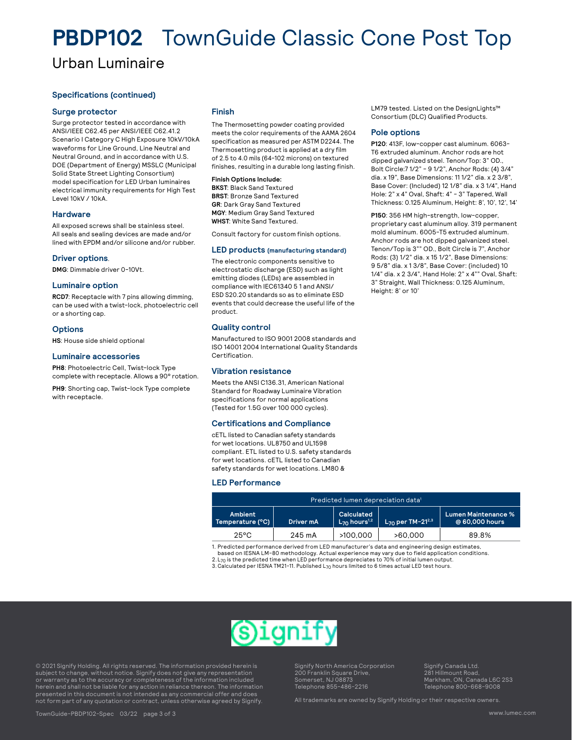# PBDP102 TownGuide Classic Cone Post Top

## Urban Luminaire

### Specifications (continued)

#### Surge protector

Surge protector tested in accordance with ANSI/IEEE C62.45 per ANSI/IEEE C62.41.2 Scenario I Category C High Exposure 10kV/10kA waveforms for Line Ground, Line Neutral and Neutral Ground, and in accordance with U.S. DOE (Department of Energy) MSSLC (Municipal Solid State Street Lighting Consortium) model specification for LED Urban luminaires electrical immunity requirements for High Test Level 10kV / 10kA.

#### Hardware

All exposed screws shall be stainless steel. All seals and sealing devices are made and/or lined with EPDM and/or silicone and/or rubber.

#### Driver options.

**DMG**: Dimmable driver 0-10Vt.

#### Luminaire option

**RCD7**: Receptacle with 7 pins allowing dimming, can be used with a twist-lock, photoelectric cell or a shorting cap.

#### Options

**HS**: House side shield optional

#### Luminaire accessories

**PH8**: Photoelectric Cell, Twist-lock Type complete with receptacle. Allows a 90° rotation.

**PH9**: Shorting cap, Twist-lock Type complete with receptacle.

#### Finish

The Thermosetting powder coating provided meets the color requirements of the AAMA 2604 specification as measured per ASTM D2244. The Thermosetting product is applied at a dry film of 2.5 to 4.0 mils (64-102 microns) on textured finishes, resulting in a durable long lasting finish.

**Finish Options Include:**
**BKST**: Black Sand Textured
**BRST**: Bronze Sand Textured
**GR**: Dark Gray Sand Textured
**MGY**: Medium Gray Sand Textured
**WHST**: White Sand Textured.

Consult factory for custom finish options.

#### LED products (manufacturing standard)

The electronic components sensitive to electrostatic discharge (ESD) such as light emitting diodes (LEDs) are assembled in compliance with IEC61340 5 1 and ANSI/ESD S20.20 standards so as to eliminate ESD events that could decrease the useful life of the product.

#### Quality control

Manufactured to ISO 9001 2008 standards and ISO 14001 2004 International Quality Standards Certification.

#### Vibration resistance

Meets the ANSI C136.31, American National Standard for Roadway Luminaire Vibration specifications for normal applications (Tested for 1.5G over 100 000 cycles).

#### Certifications and Compliance

cETL listed to Canadian safety standards for wet locations. UL8750 and UL1598 compliant. ETL listed to U.S. safety standards for wet locations. cETL listed to Canadian safety standards for wet locations. LM80 & LM79 tested. Listed on the DesignLights™ Consortium (DLC) Qualified Products.

#### Pole options

**P120**: 413F, low-copper cast aluminum. 6063-T6 extruded aluminum. Anchor rods are hot dipped galvanized steel. Tenon/Top: 3" OD., Bolt Circle:7 1/2" - 9 1/2", Anchor Rods: (4) 3/4" dia. x 19", Base Dimensions: 11 1/2" dia. x 2 3/8", Base Cover: (Included) 12 1/8" dia. x 3 1/4", Hand Hole: 2" x 4" Oval, Shaft: 4" - 3" Tapered, Wall Thickness: 0.125 Aluminum, Height: 8', 10', 12', 14'

**P150**: 356 HM high-strength, low-copper, proprietary cast aluminum alloy. 319 permanent mold aluminum. 6005-T5 extruded aluminum. Anchor rods are hot dipped galvanized steel. Tenon/Top is 3"" OD., Bolt Circle is 7", Anchor Rods: (3) 1/2" dia. x 15 1/2", Base Dimensions: 9 5/8" dia. x 1 3/8", Base Cover: (included) 10 1/4" dia. x 2 3/4", Hand Hole: 2" x 4"" Oval, Shaft: 3" Straight, Wall Thickness: 0.125 Aluminum, Height: 8' or 10'

#### LED Performance

| Predicted lumen depreciation data[1] | | | | |
|---|---|---|---|---|
| Ambient Temperature (°C) | Driver mA | Calculated $L_{70}$ hours[1,2] | $L_{70}$ per TM-21[2,3] | Lumen Maintenance % @ 60,000 hours |
| 25°C | 245 mA | >100,000 | >60,000 | 89.8% |

1. Predicted performance derived from LED manufacturer's data and engineering design estimates, based on IESNA LM-80 methodology. Actual experience may vary due to field application conditions.
2. $L_{70}$ is the predicted time when LED performance depreciates to 70% of initial lumen output.
3. Calculated per IESNA TM21-11. Published $L_{70}$ hours limited to 6 times actual LED test hours.

© 2021 Signify Holding. All rights reserved. The information provided herein is subject to change, without notice. Signify does not give any representation or warranty as to the accuracy or completeness of the information included herein and shall not be liable for any action in reliance thereon. The information presented in this document is not intended as any commercial offer and does not form part of any quotation or contract, unless otherwise agreed by Signify.

Signify North America Corporation
200 Franklin Square Drive,
Somerset, NJ 08873
Telephone 855-486-2216

Signify Canada Ltd.
281 Hillmount Road,
Markham, ON, Canada L6C 2S3
Telephone 800-668-9008

All trademarks are owned by Signify Holding or their respective owners.

TownGuide-PBDP102-Spec 03/22

www.lumec.com